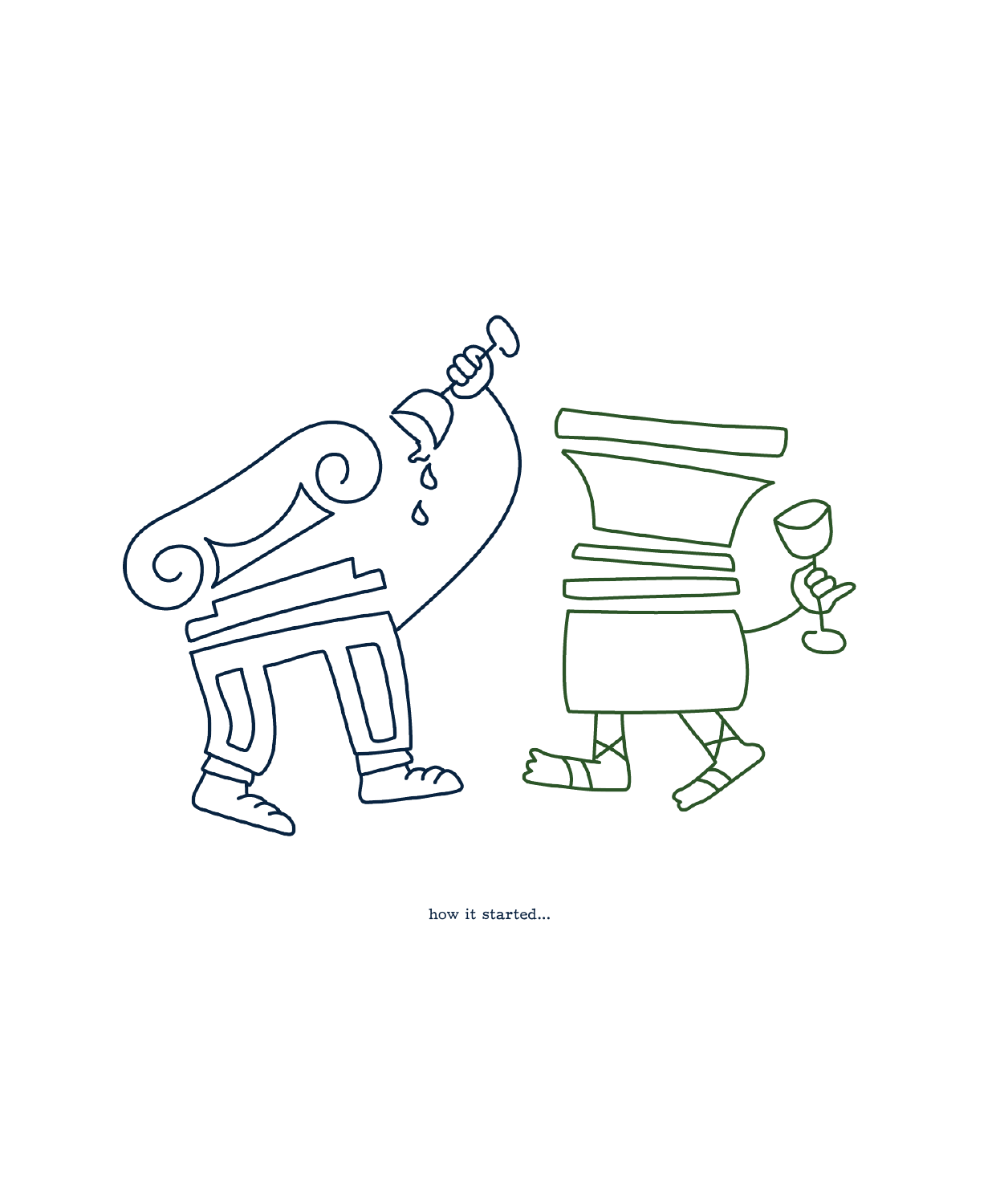how it started...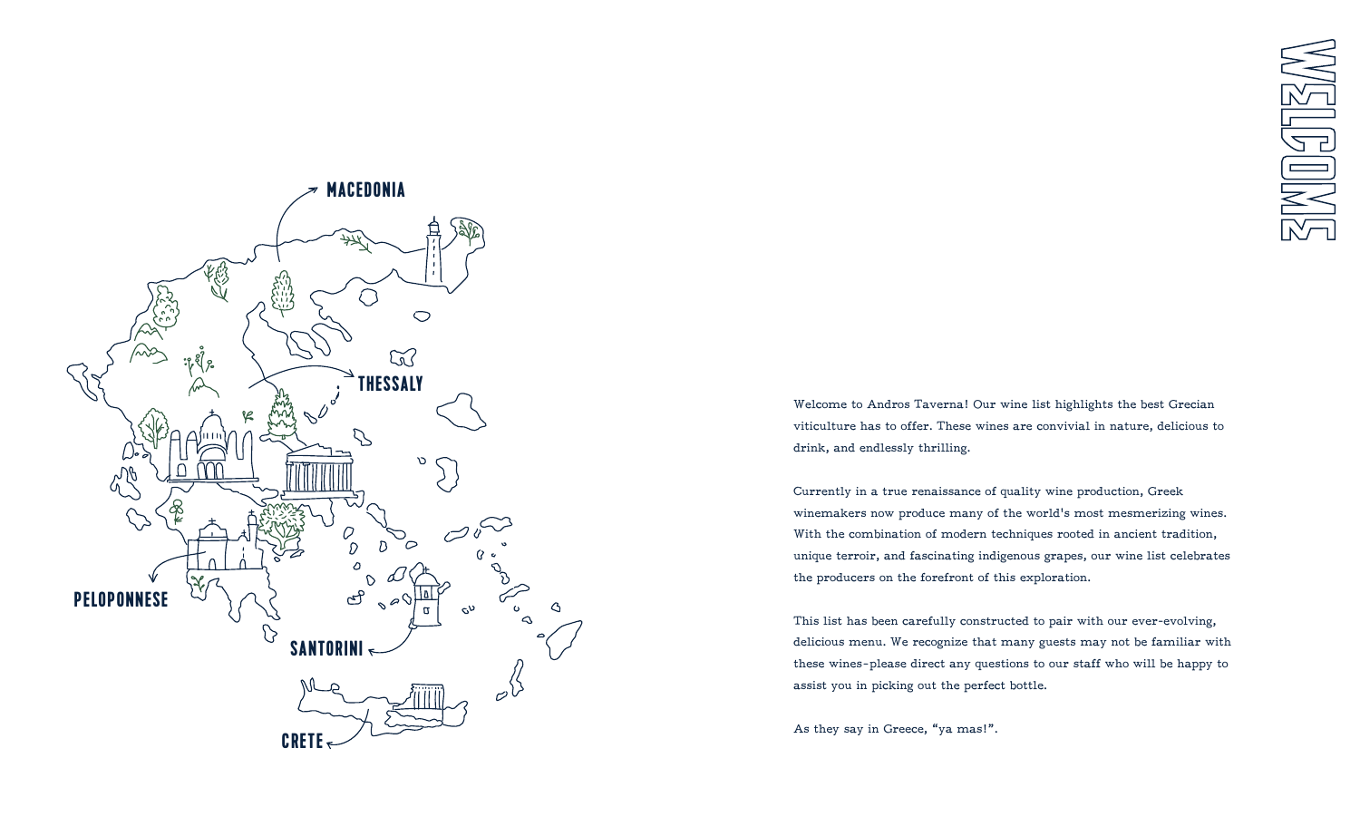# WELCOME

MACEDONIA

THESSALY

PELOPONNESE

SANTORINI

CRETE

Welcome to Andros Taverna! Our wine list highlights the best Grecian viticulture has to offer. These wines are convivial in nature, delicious to drink, and endlessly thrilling.

Currently in a true renaissance of quality wine production, Greek winemakers now produce many of the world's most mesmerizing wines. With the combination of modern techniques rooted in ancient tradition, unique terroir, and fascinating indigenous grapes, our wine list celebrates the producers on the forefront of this exploration.

This list has been carefully constructed to pair with our ever-evolving, delicious menu. We recognize that many guests may not be familiar with these wines-please direct any questions to our staff who will be happy to assist you in picking out the perfect bottle.

As they say in Greece, “ya mas!”.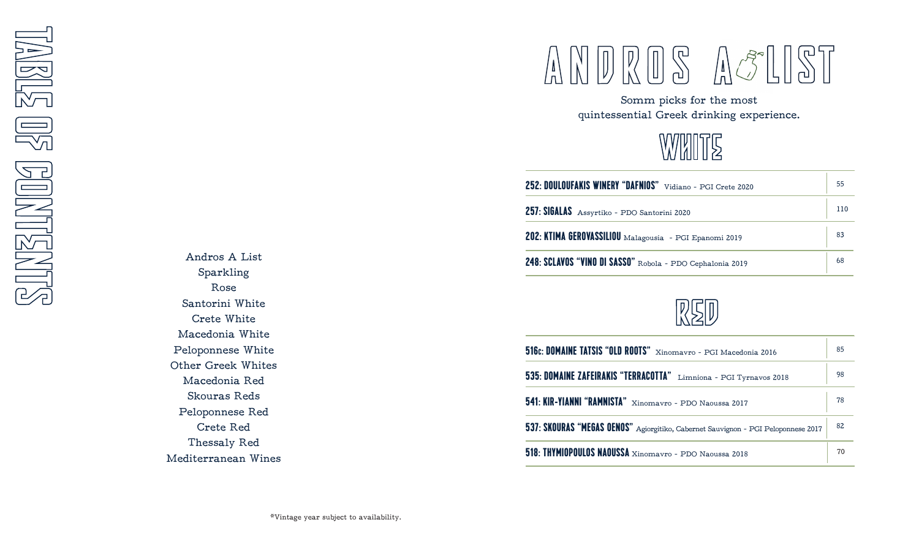# TABLE OF CONTENTS

- Andros A List
- Sparkling
- Rose
- Santorini White
- Crete White
- Macedonia White
- Peloponnese White
- Other Greek Whites
- Macedonia Red
- Skouras Reds
- Peloponnese Red
- Crete Red
- Thessaly Red
- Mediterranean Wines

*Vintage year subject to availability.

# ANDROS A LIST

Somm picks for the most quintessential Greek drinking experience.

## WHITE

| Wine | Price |
|---|---|
| **252: DOULOUFAKIS WINERY "DAFNIOS"** Vidiano - PGI Crete 2020 | 55 |
| **257: SIGALAS** Assyrtiko - PDO Santorini 2020 | 110 |
| **202: KTIMA GEROVASSILIOU** Malagousia - PGI Epanomi 2019 | 83 |
| **248: SCLAVOS "VINO DI SASSO"** Robola - PDO Cephalonia 2019 | 68 |

## RED

| Wine | Price |
|---|---|
| **516c: DOMAINE TATSIS "OLD ROOTS"** Xinomavro - PGI Macedonia 2016 | 85 |
| **535: DOMAINE ZAFEIRAKIS "TERRACOTTA"** Limniona - PGI Tyrnavos 2018 | 98 |
| **541: KIR-YIANNI "RAMNISTA"** Xinomavro - PDO Naoussa 2017 | 78 |
| **537: SKOURAS "MEGAS OENOS"** Agiorgitiko, Cabernet Sauvignon - PGI Peloponnese 2017 | 82 |
| **518: THYMIOPOULOS NAOUSSA** Xinomavro - PDO Naoussa 2018 | 70 |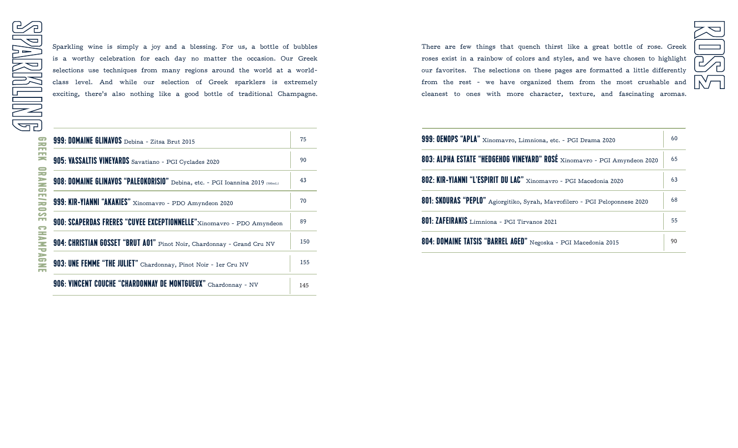# SPARKLING

Sparkling wine is simply a joy and a blessing. For us, a bottle of bubbles is a worthy celebration for each day no matter the occasion. Our Greek selections use techniques from many regions around the world at a world-class level. And while our selection of Greek sparklers is extremely exciting, there's also nothing like a good bottle of traditional Champagne.

GREEK ORANGE/ROSE CHAMPAGNE

| Wine | Price |
|---|---|
| **999: DOMAINE GLINAVOS** Debina - Zitsa Brut 2015 | 75 |
| **905: VASSALTIS VINEYARDS** Savatiano - PGI Cyclades 2020 | 90 |
| **908: DOMAINE GLINAVOS "PALEOKORISIO"** Debina, etc. - PGI Ioannina 2019 (500mL) | 43 |
| **999: KIR-YIANNI "AKAKIES"** Xinomavro - PDO Amyndeon 2020 | 70 |
| **900: SCAPERDAS FRERES "CUVEE EXCEPTIONNELLE"** Xinomavro - PDO Amyndeon | 89 |
| **904: CHRISTIAN GOSSET "BRUT A01"** Pinot Noir, Chardonnay - Grand Cru NV | 150 |
| **903: UNE FEMME "THE JULIET"** Chardonnay, Pinot Noir - 1er Cru NV | 155 |
| **906: VINCENT COUCHE "CHARDONNAY DE MONTGUEUX"** Chardonnay - NV | 145 |

# ROSE

There are few things that quench thirst like a great bottle of rose. Greek roses exist in a rainbow of colors and styles, and we have chosen to highlight our favorites. The selections on these pages are formatted a little differently from the rest - we have organized them from the most crushable and cleanest to ones with more character, texture, and fascinating aromas.

| Wine | Price |
|---|---|
| **999: OENOPS "APLA"** Xinomavro, Limniona, etc. - PGI Drama 2020 | 60 |
| **803: ALPHA ESTATE "HEDGEHOG VINEYARD" ROSÉ** Xinomavro - PGI Amyndeon 2020 | 65 |
| **802: KIR-YIANNI "L'ESPIRIT DU LAC"** Xinomavro - PGI Macedonia 2020 | 63 |
| **801: SKOURAS "PEPLO"** Agiorgitiko, Syrah, Mavrofilero - PGI Peloponnese 2020 | 68 |
| **801: ZAFEIRAKIS** Limniona - PGI Tirvanos 2021 | 55 |
| **804: DOMAINE TATSIS "BARREL AGED"** Negoska - PGI Macedonia 2015 | 90 |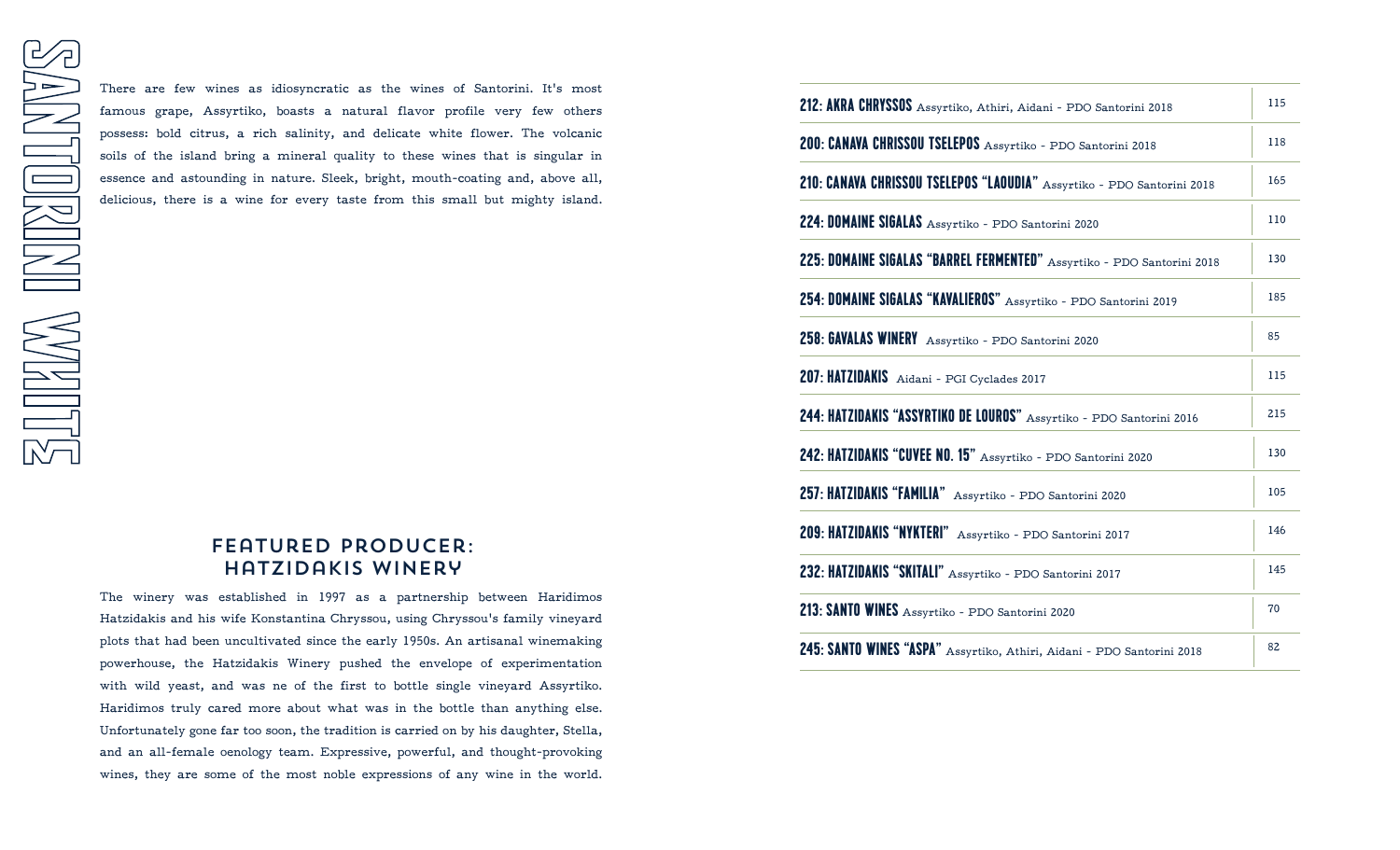# SANTORINI WHITE

There are few wines as idiosyncratic as the wines of Santorini. It's most famous grape, Assyrtiko, boasts a natural flavor profile very few others possess: bold citrus, a rich salinity, and delicate white flower. The volcanic soils of the island bring a mineral quality to these wines that is singular in essence and astounding in nature. Sleek, bright, mouth-coating and, above all, delicious, there is a wine for every taste from this small but mighty island.

## FEATURED PRODUCER: HATZIDAKIS WINERY

The winery was established in 1997 as a partnership between Haridimos Hatzidakis and his wife Konstantina Chryssou, using Chryssou's family vineyard plots that had been uncultivated since the early 1950s. An artisanal winemaking powerhouse, the Hatzidakis Winery pushed the envelope of experimentation with wild yeast, and was ne of the first to bottle single vineyard Assyrtiko. Haridimos truly cared more about what was in the bottle than anything else. Unfortunately gone far too soon, the tradition is carried on by his daughter, Stella, and an all-female oenology team. Expressive, powerful, and thought-provoking wines, they are some of the most noble expressions of any wine in the world.

| Wine | Price |
|---|---|
| **212: AKRA CHRYSSOS** Assyrtiko, Athiri, Aidani - PDO Santorini 2018 | 115 |
| **200: CANAVA CHRISSOU TSELEPOS** Assyrtiko - PDO Santorini 2018 | 118 |
| **210: CANAVA CHRISSOU TSELEPOS "LAOUDIA"** Assyrtiko - PDO Santorini 2018 | 165 |
| **224: DOMAINE SIGALAS** Assyrtiko - PDO Santorini 2020 | 110 |
| **225: DOMAINE SIGALAS "BARREL FERMENTED"** Assyrtiko - PDO Santorini 2018 | 130 |
| **254: DOMAINE SIGALAS "KAVALIEROS"** Assyrtiko - PDO Santorini 2019 | 185 |
| **258: GAVALAS WINERY** Assyrtiko - PDO Santorini 2020 | 85 |
| **207: HATZIDAKIS** Aidani - PGI Cyclades 2017 | 115 |
| **244: HATZIDAKIS "ASSYRTIKO DE LOUROS"** Assyrtiko - PDO Santorini 2016 | 215 |
| **242: HATZIDAKIS "CUVEE NO. 15"** Assyrtiko - PDO Santorini 2020 | 130 |
| **257: HATZIDAKIS "FAMILIA"** Assyrtiko - PDO Santorini 2020 | 105 |
| **209: HATZIDAKIS "NYKTERI"** Assyrtiko - PDO Santorini 2017 | 146 |
| **232: HATZIDAKIS "SKITALI"** Assyrtiko - PDO Santorini 2017 | 145 |
| **213: SANTO WINES** Assyrtiko - PDO Santorini 2020 | 70 |
| **245: SANTO WINES "ASPA"** Assyrtiko, Athiri, Aidani - PDO Santorini 2018 | 82 |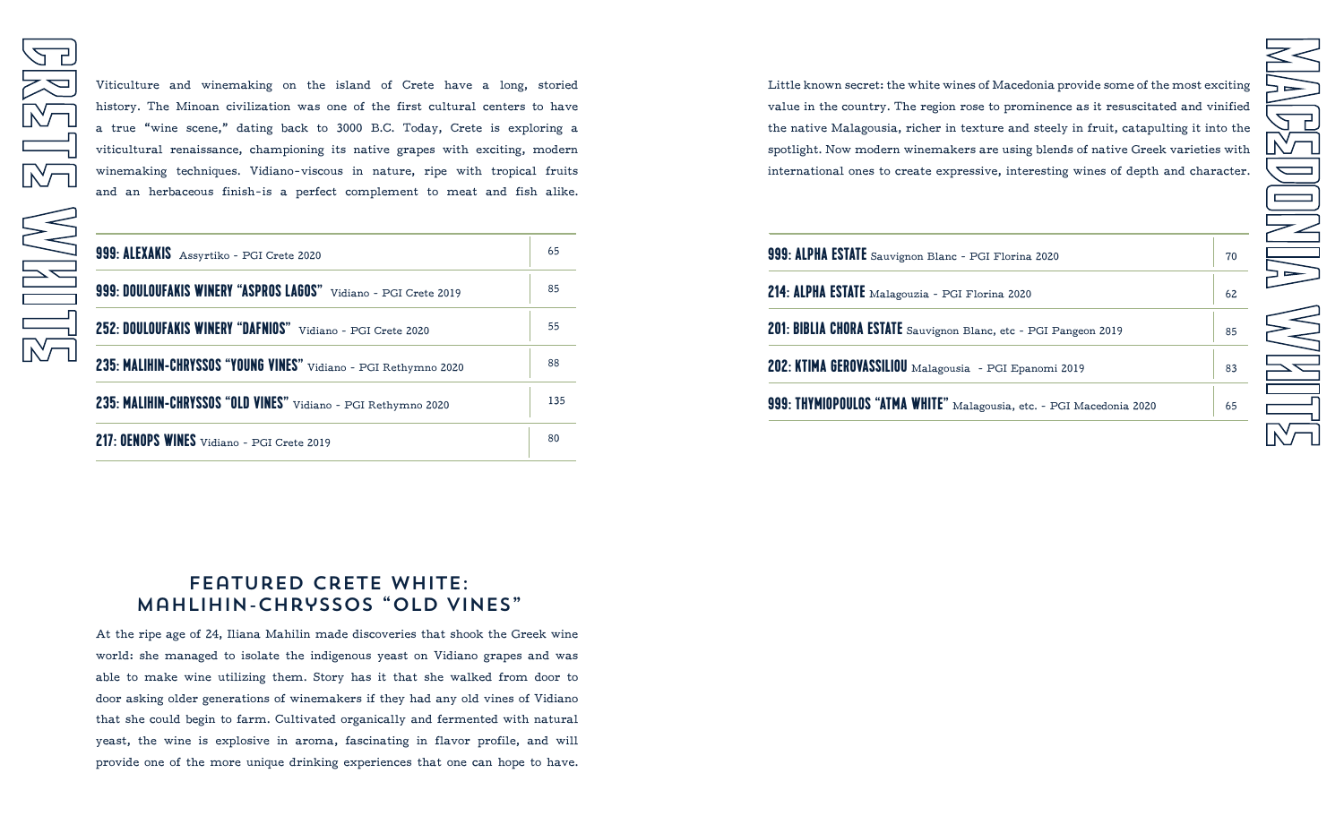# CRETE WHITE

Viticulture and winemaking on the island of Crete have a long, storied history. The Minoan civilization was one of the first cultural centers to have a true "wine scene," dating back to 3000 B.C. Today, Crete is exploring a viticultural renaissance, championing its native grapes with exciting, modern winemaking techniques. Vidiano-viscous in nature, ripe with tropical fruits and an herbaceous finish-is a perfect complement to meat and fish alike.

| Wine | Price |
|---|---|
| **999: ALEXAKIS** Assyrtiko - PGI Crete 2020 | 65 |
| **999: DOULOUFAKIS WINERY "ASPROS LAGOS"** Vidiano - PGI Crete 2019 | 85 |
| **252: DOULOUFAKIS WINERY "DAFNIOS"** Vidiano - PGI Crete 2020 | 55 |
| **235: MALIHIN-CHRYSSOS "YOUNG VINES"** Vidiano - PGI Rethymno 2020 | 88 |
| **235: MALIHIN-CHRYSSOS "OLD VINES"** Vidiano - PGI Rethymno 2020 | 135 |
| **217: OENOPS WINES** Vidiano - PGI Crete 2019 | 80 |

## FEATURED CRETE WHITE: MAHLIHIN-CHRYSSOS "OLD VINES"

At the ripe age of 24, Iliana Mahilin made discoveries that shook the Greek wine world: she managed to isolate the indigenous yeast on Vidiano grapes and was able to make wine utilizing them. Story has it that she walked from door to door asking older generations of winemakers if they had any old vines of Vidiano that she could begin to farm. Cultivated organically and fermented with natural yeast, the wine is explosive in aroma, fascinating in flavor profile, and will provide one of the more unique drinking experiences that one can hope to have.

# MACEDONIA WHITE

Little known secret: the white wines of Macedonia provide some of the most exciting value in the country. The region rose to prominence as it resuscitated and vinified the native Malagousia, richer in texture and steely in fruit, catapulting it into the spotlight. Now modern winemakers are using blends of native Greek varieties with international ones to create expressive, interesting wines of depth and character.

| Wine | Price |
|---|---|
| **999: ALPHA ESTATE** Sauvignon Blanc - PGI Florina 2020 | 70 |
| **214: ALPHA ESTATE** Malagouzia - PGI Florina 2020 | 62 |
| **201: BIBLIA CHORA ESTATE** Sauvignon Blanc, etc - PGI Pangeon 2019 | 85 |
| **202: KTIMA GEROVASSILIOU** Malagousia - PGI Epanomi 2019 | 83 |
| **999: THYMIOPOULOS "ATMA WHITE"** Malagousia, etc. - PGI Macedonia 2020 | 65 |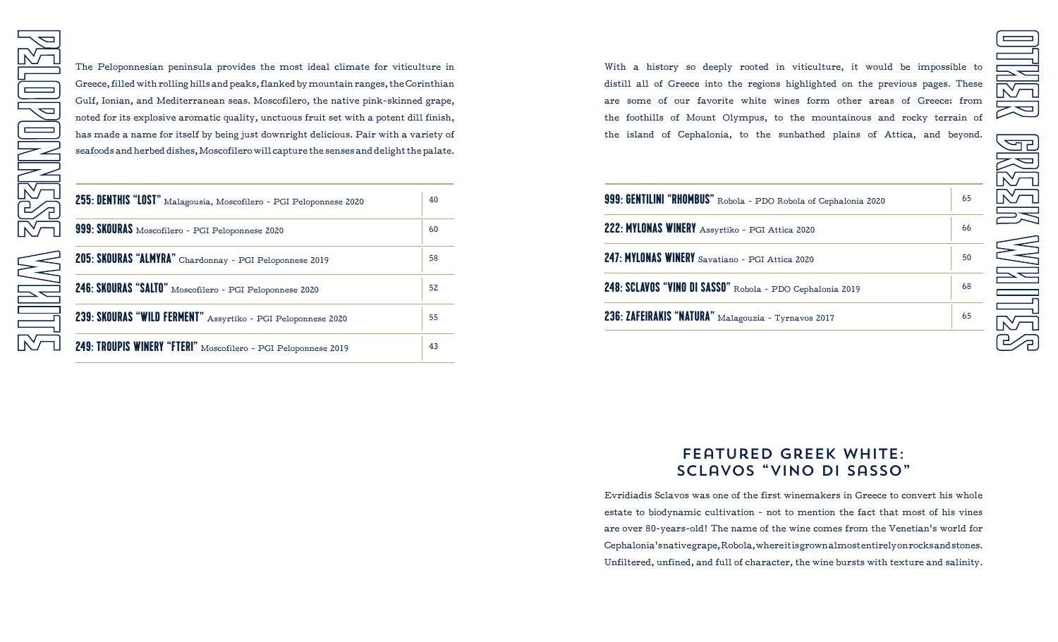# PELOPONNESE WHITE

The Peloponnesian peninsula provides the most ideal climate for viticulture in Greece, filled with rolling hills and peaks, flanked by mountain ranges, the Corinthian Gulf, Ionian, and Mediterranean seas. Moscofilero, the native pink-skinned grape, noted for its explosive aromatic quality, unctuous fruit set with a potent dill finish, has made a name for itself by being just downright delicious. Pair with a variety of seafoods and herbed dishes, Moscofilero will capture the senses and delight the palate.

| Wine | Price |
|---|---|
| **255: DENTHIS "LOST"** Malagousia, Moscofilero - PGI Peloponnese 2020 | 40 |
| **999: SKOURAS** Moscofilero - PGI Peloponnese 2020 | 60 |
| **205: SKOURAS "ALMYRA"** Chardonnay - PGI Peloponnese 2019 | 58 |
| **246: SKOURAS "SALTO"** Moscofilero - PGI Peloponnese 2020 | 52 |
| **239: SKOURAS "WILD FERMENT"** Assyrtiko - PGI Peloponnese 2020 | 55 |
| **249: TROUPIS WINERY "FTERI"** Moscofilero - PGI Peloponnese 2019 | 43 |

# OTHER GREEK WHITES

With a history so deeply rooted in viticulture, it would be impossible to distill all of Greece into the regions highlighted on the previous pages. These are some of our favorite white wines form other areas of Greece: from the foothills of Mount Olympus, to the mountainous and rocky terrain of the island of Cephalonia, to the sunbathed plains of Attica, and beyond.

| Wine | Price |
|---|---|
| **999: GENTILINI "RHOMBUS"** Robola - PDO Robola of Cephalonia 2020 | 65 |
| **222: MYLONAS WINERY** Assyrtiko - PGI Attica 2020 | 66 |
| **247: MYLONAS WINERY** Savatiano - PGI Attica 2020 | 50 |
| **248: SCLAVOS "VINO DI SASSO"** Robola - PDO Cephalonia 2019 | 68 |
| **236: ZAFEIRAKIS "NATURA"** Malagouzia - Tyrnavos 2017 | 65 |

## FEATURED GREEK WHITE: SCLAVOS "VINO DI SASSO"

Evridiadis Sclavos was one of the first winemakers in Greece to convert his whole estate to biodynamic cultivation - not to mention the fact that most of his vines are over 80-years-old! The name of the wine comes from the Venetian's world for Cephalonia's native grape, Robola, where it is grown almost entirely on rocks and stones. Unfiltered, unfined, and full of character, the wine bursts with texture and salinity.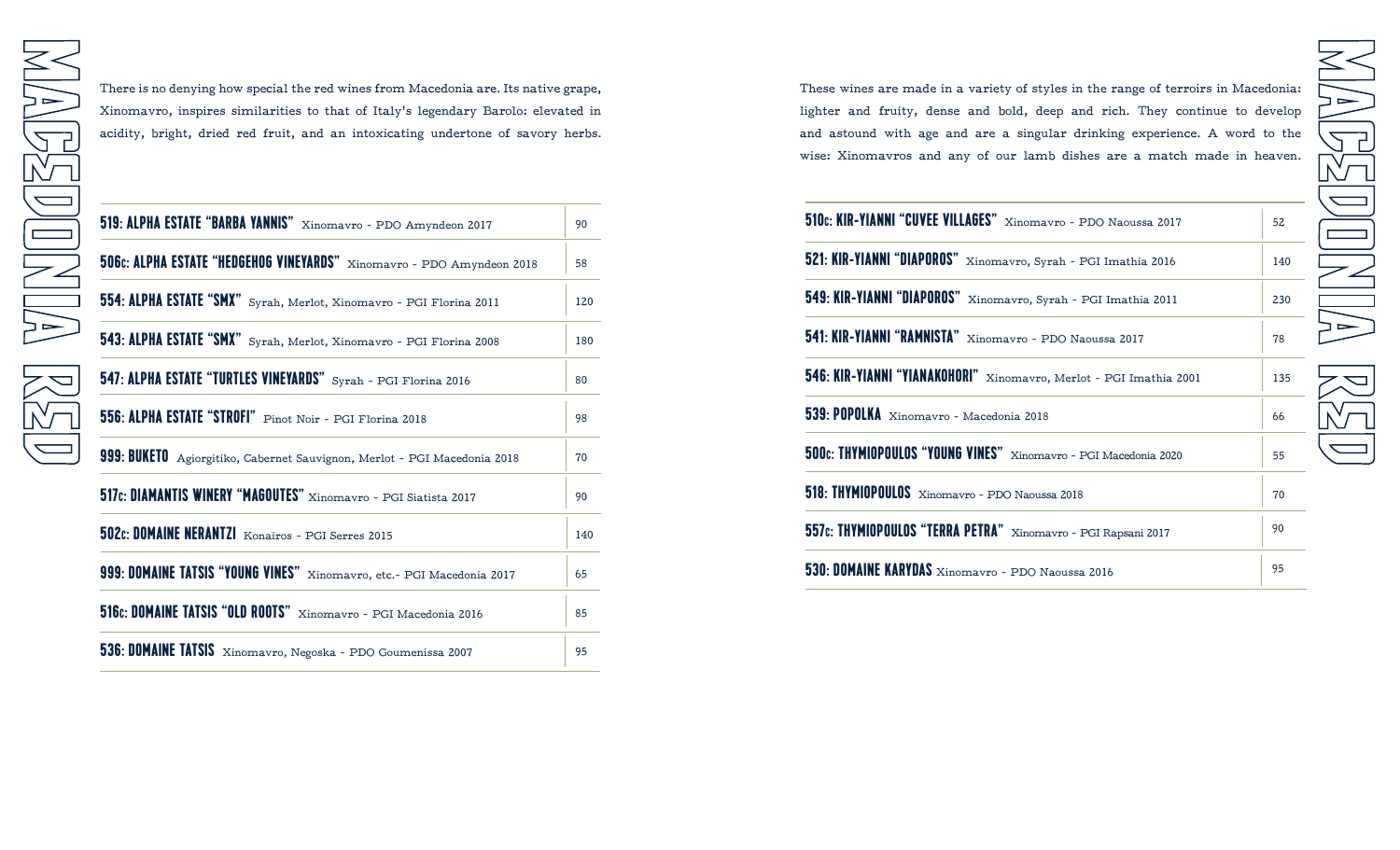# MACEDONIA RED

There is no denying how special the red wines from Macedonia are. Its native grape, Xinomavro, inspires similarities to that of Italy's legendary Barolo: elevated in acidity, bright, dried red fruit, and an intoxicating undertone of savory herbs.

| Wine | Price |
|---|---|
| **519: ALPHA ESTATE "BARBA YANNIS"** Xinomavro - PDO Amyndeon 2017 | 90 |
| **506c: ALPHA ESTATE "HEDGEHOG VINEYARDS"** Xinomavro - PDO Amyndeon 2018 | 58 |
| **554: ALPHA ESTATE "SMX"** Syrah, Merlot, Xinomavro - PGI Florina 2011 | 120 |
| **543: ALPHA ESTATE "SMX"** Syrah, Merlot, Xinomavro - PGI Florina 2008 | 180 |
| **547: ALPHA ESTATE "TURTLES VINEYARDS"** Syrah - PGI Florina 2016 | 80 |
| **556: ALPHA ESTATE "STROFI"** Pinot Noir - PGI Florina 2018 | 98 |
| **999: BUKETO** Agiorgitiko, Cabernet Sauvignon, Merlot - PGI Macedonia 2018 | 70 |
| **517c: DIAMANTIS WINERY "MAGOUTES"** Xinomavro - PGI Siatista 2017 | 90 |
| **502c: DOMAINE NERANTZI** Konairos - PGI Serres 2015 | 140 |
| **999: DOMAINE TATSIS "YOUNG VINES"** Xinomavro, etc.- PGI Macedonia 2017 | 65 |
| **516c: DOMAINE TATSIS "OLD ROOTS"** Xinomavro - PGI Macedonia 2016 | 85 |
| **536: DOMAINE TATSIS** Xinomavro, Negoska - PDO Goumenissa 2007 | 95 |

These wines are made in a variety of styles in the range of terroirs in Macedonia: lighter and fruity, dense and bold, deep and rich. They continue to develop and astound with age and are a singular drinking experience. A word to the wise: Xinomavros and any of our lamb dishes are a match made in heaven.

| Wine | Price |
|---|---|
| **510c: KIR-YIANNI "CUVEE VILLAGES"** Xinomavro - PDO Naoussa 2017 | 52 |
| **521: KIR-YIANNI "DIAPOROS"** Xinomavro, Syrah - PGI Imathia 2016 | 140 |
| **549: KIR-YIANNI "DIAPOROS"** Xinomavro, Syrah - PGI Imathia 2011 | 230 |
| **541: KIR-YIANNI "RAMNISTA"** Xinomavro - PDO Naoussa 2017 | 78 |
| **546: KIR-YIANNI "YIANAKOHORI"** Xinomavro, Merlot - PGI Imathia 2001 | 135 |
| **539: POPOLKA** Xinomavro - Macedonia 2018 | 66 |
| **500c: THYMIOPOULOS "YOUNG VINES"** Xinomavro - PGI Macedonia 2020 | 55 |
| **518: THYMIOPOULOS** Xinomavro - PDO Naoussa 2018 | 70 |
| **557c: THYMIOPOULOS "TERRA PETRA"** Xinomavro - PGI Rapsani 2017 | 90 |
| **530: DOMAINE KARYDAS** Xinomavro - PDO Naoussa 2016 | 95 |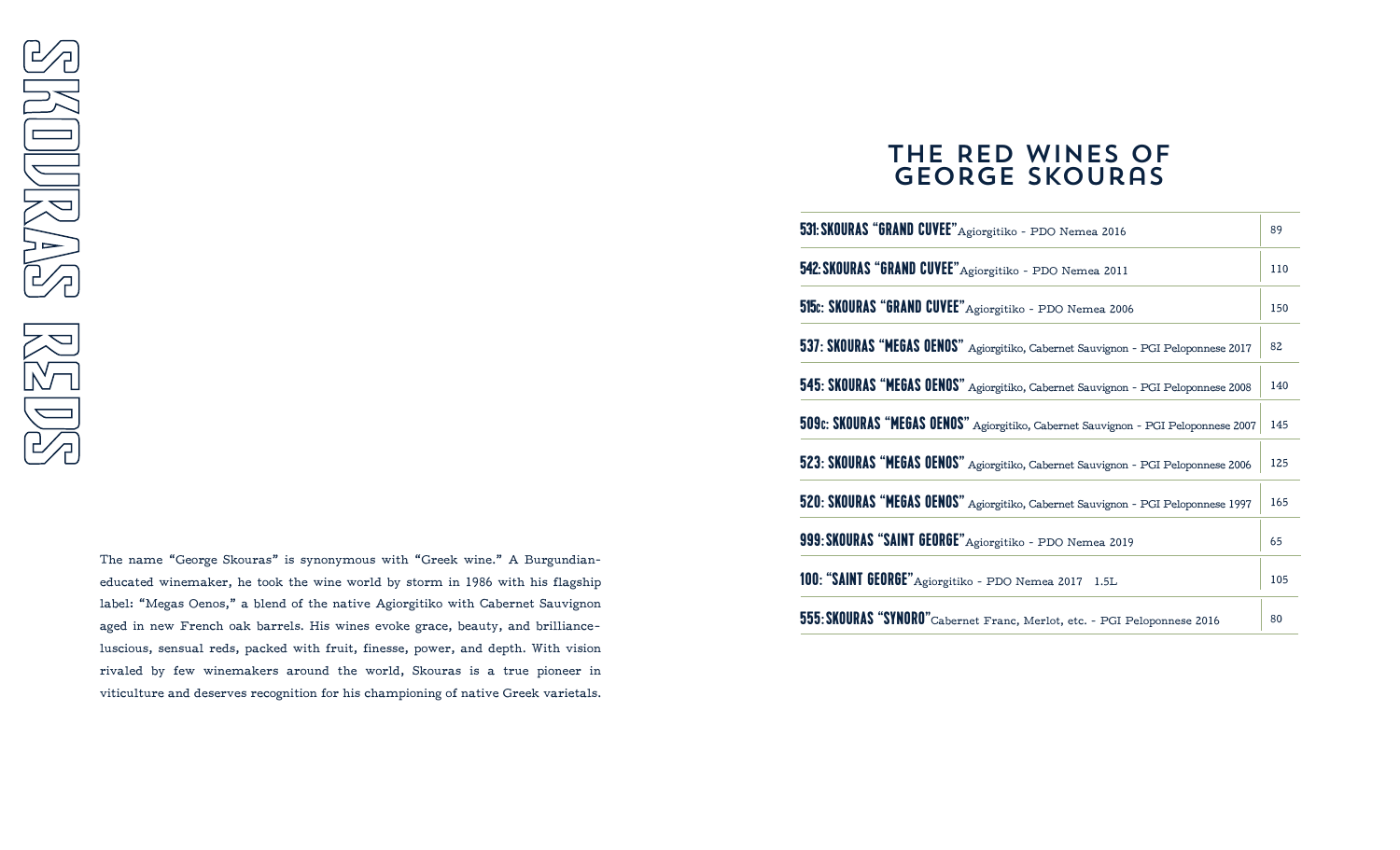# SKOURAS REDS

The name "George Skouras" is synonymous with "Greek wine." A Burgundian-educated winemaker, he took the wine world by storm in 1986 with his flagship label: "Megas Oenos," a blend of the native Agiorgitiko with Cabernet Sauvignon aged in new French oak barrels. His wines evoke grace, beauty, and brilliance-luscious, sensual reds, packed with fruit, finesse, power, and depth. With vision rivaled by few winemakers around the world, Skouras is a true pioneer in viticulture and deserves recognition for his championing of native Greek varietals.

## THE RED WINES OF GEORGE SKOURAS

| Wine | Price |
|---|---|
| **531: SKOURAS "GRAND CUVEE"** Agiorgitiko - PDO Nemea 2016 | 89 |
| **542: SKOURAS "GRAND CUVEE"** Agiorgitiko - PDO Nemea 2011 | 110 |
| **515c: SKOURAS "GRAND CUVEE"** Agiorgitiko - PDO Nemea 2006 | 150 |
| **537: SKOURAS "MEGAS OENOS"** Agiorgitiko, Cabernet Sauvignon - PGI Peloponnese 2017 | 82 |
| **545: SKOURAS "MEGAS OENOS"** Agiorgitiko, Cabernet Sauvignon - PGI Peloponnese 2008 | 140 |
| **509c: SKOURAS "MEGAS OENOS"** Agiorgitiko, Cabernet Sauvignon - PGI Peloponnese 2007 | 145 |
| **523: SKOURAS "MEGAS OENOS"** Agiorgitiko, Cabernet Sauvignon - PGI Peloponnese 2006 | 125 |
| **520: SKOURAS "MEGAS OENOS"** Agiorgitiko, Cabernet Sauvignon - PGI Peloponnese 1997 | 165 |
| **999: SKOURAS "SAINT GEORGE"** Agiorgitiko - PDO Nemea 2019 | 65 |
| **100: "SAINT GEORGE"** Agiorgitiko - PDO Nemea 2017 1.5L | 105 |
| **555: SKOURAS "SYNORO"** Cabernet Franc, Merlot, etc. - PGI Peloponnese 2016 | 80 |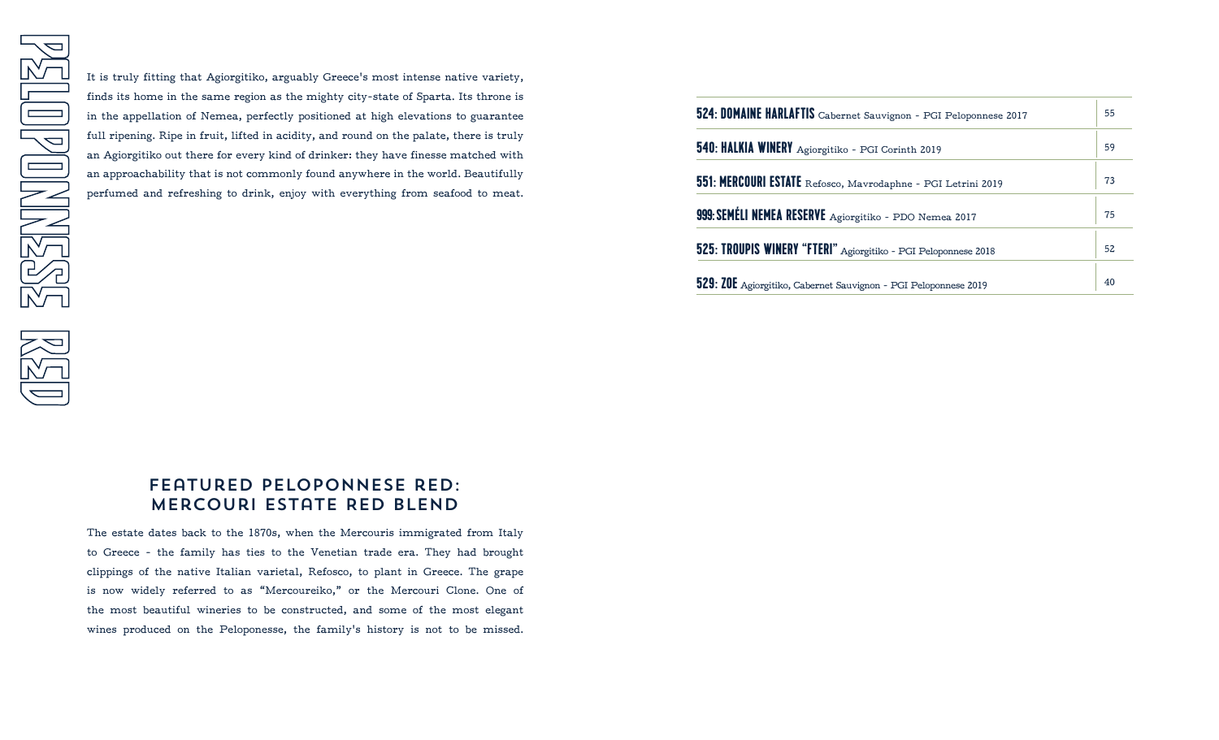# PELOPONNESE RED

It is truly fitting that Agiorgitiko, arguably Greece's most intense native variety, finds its home in the same region as the mighty city-state of Sparta. Its throne is in the appellation of Nemea, perfectly positioned at high elevations to guarantee full ripening. Ripe in fruit, lifted in acidity, and round on the palate, there is truly an Agiorgitiko out there for every kind of drinker: they have finesse matched with an approachability that is not commonly found anywhere in the world. Beautifully perfumed and refreshing to drink, enjoy with everything from seafood to meat.

## FEATURED PELOPONNESE RED: MERCOURI ESTATE RED BLEND

The estate dates back to the 1870s, when the Mercouris immigrated from Italy to Greece - the family has ties to the Venetian trade era. They had brought clippings of the native Italian varietal, Refosco, to plant in Greece. The grape is now widely referred to as "Mercoureiko," or the Mercouri Clone. One of the most beautiful wineries to be constructed, and some of the most elegant wines produced on the Peloponesse, the family's history is not to be missed.

| Wine | Price |
|---|---|
| **524: DOMAINE HARLAFTIS** Cabernet Sauvignon - PGI Peloponnese 2017 | 55 |
| **540: HALKIA WINERY** Agiorgitiko - PGI Corinth 2019 | 59 |
| **551: MERCOURI ESTATE** Refosco, Mavrodaphne - PGI Letrini 2019 | 73 |
| **999: SEMÉLI NEMEA RESERVE** Agiorgitiko - PDO Nemea 2017 | 75 |
| **525: TROUPIS WINERY "FTERI"** Agiorgitiko - PGI Peloponnese 2018 | 52 |
| **529: ZOE** Agiorgitiko, Cabernet Sauvignon - PGI Peloponnese 2019 | 40 |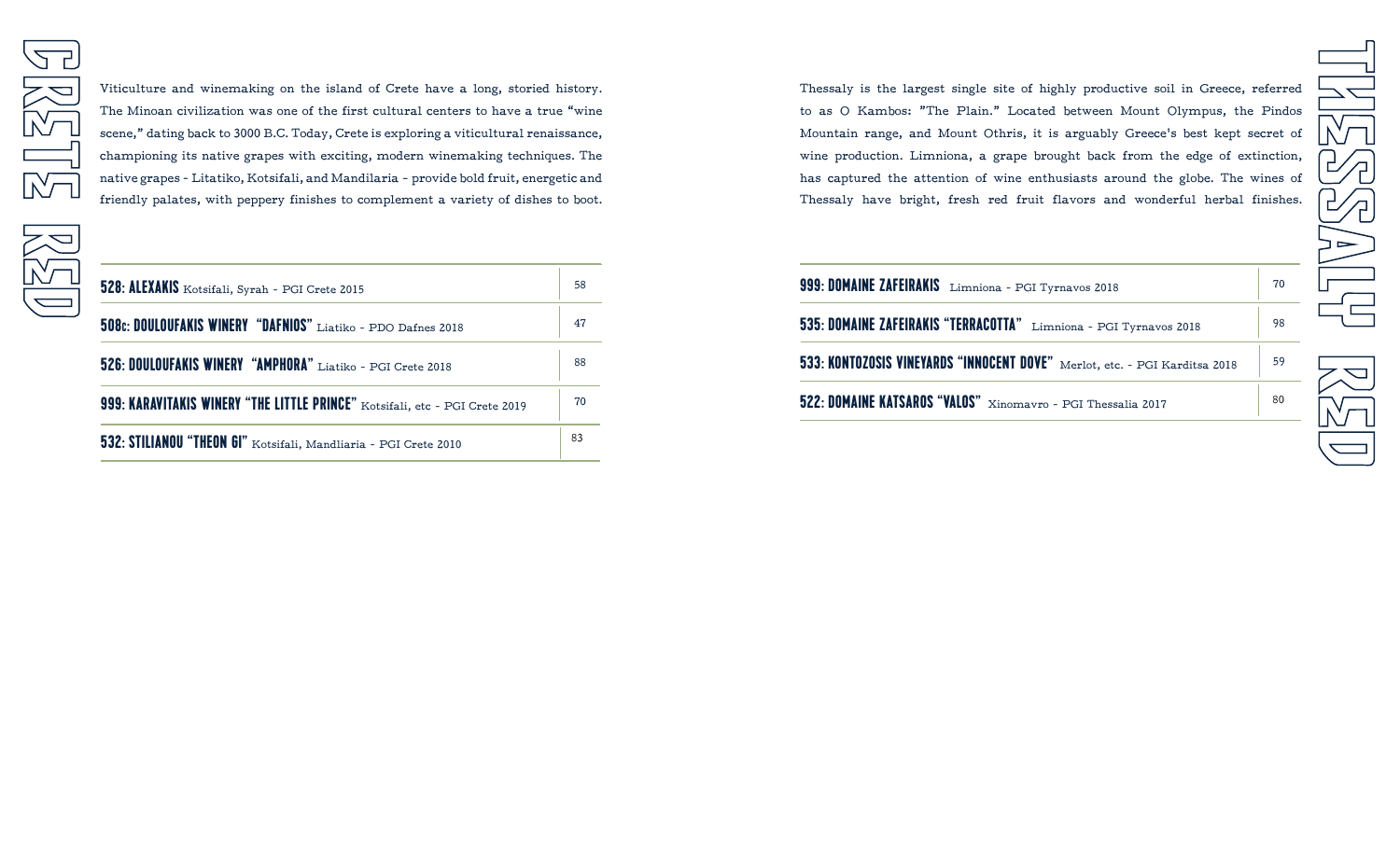# CRETE RED

Viticulture and winemaking on the island of Crete have a long, storied history. The Minoan civilization was one of the first cultural centers to have a true "wine scene," dating back to 3000 B.C. Today, Crete is exploring a viticultural renaissance, championing its native grapes with exciting, modern winemaking techniques. The native grapes - Litatiko, Kotsifali, and Mandilaria - provide bold fruit, energetic and friendly palates, with peppery finishes to complement a variety of dishes to boot.

| Wine | Price |
|---|---|
| **528: ALEXAKIS** Kotsifali, Syrah - PGI Crete 2015 | 58 |
| **508c: DOULOUFAKIS WINERY "DAFNIOS"** Liatiko - PDO Dafnes 2018 | 47 |
| **526: DOULOUFAKIS WINERY "AMPHORA"** Liatiko - PGI Crete 2018 | 88 |
| **999: KARAVITAKIS WINERY "THE LITTLE PRINCE"** Kotsifali, etc - PGI Crete 2019 | 70 |
| **532: STILIANOU "THEON GI"** Kotsifali, Mandliaria - PGI Crete 2010 | 83 |

# THESSALY RED

Thessaly is the largest single site of highly productive soil in Greece, referred to as O Kambos: "The Plain." Located between Mount Olympus, the Pindos Mountain range, and Mount Othris, it is arguably Greece's best kept secret of wine production. Limnionа, a grape brought back from the edge of extinction, has captured the attention of wine enthusiasts around the globe. The wines of Thessaly have bright, fresh red fruit flavors and wonderful herbal finishes.

| Wine | Price |
|---|---|
| **999: DOMAINE ZAFEIRAKIS** Limniona - PGI Tyrnavos 2018 | 70 |
| **535: DOMAINE ZAFEIRAKIS "TERRACOTTA"** Limniona - PGI Tyrnavos 2018 | 98 |
| **533: KONTOZOSIS VINEYARDS "INNOCENT DOVE"** Merlot, etc. - PGI Karditsa 2018 | 59 |
| **522: DOMAINE KATSAROS "VALOS"** Xinomavro - PGI Thessalia 2017 | 80 |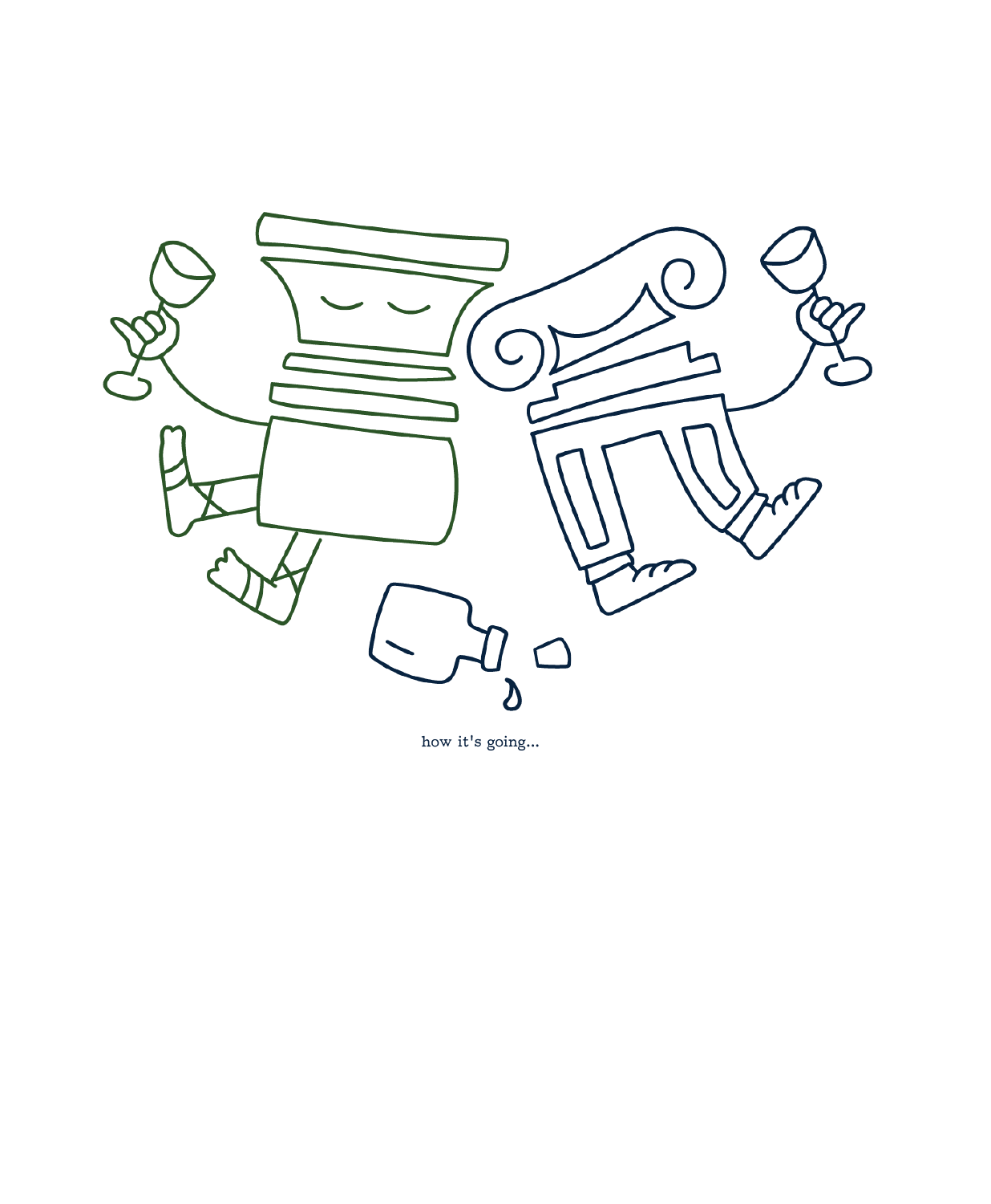how it's going...